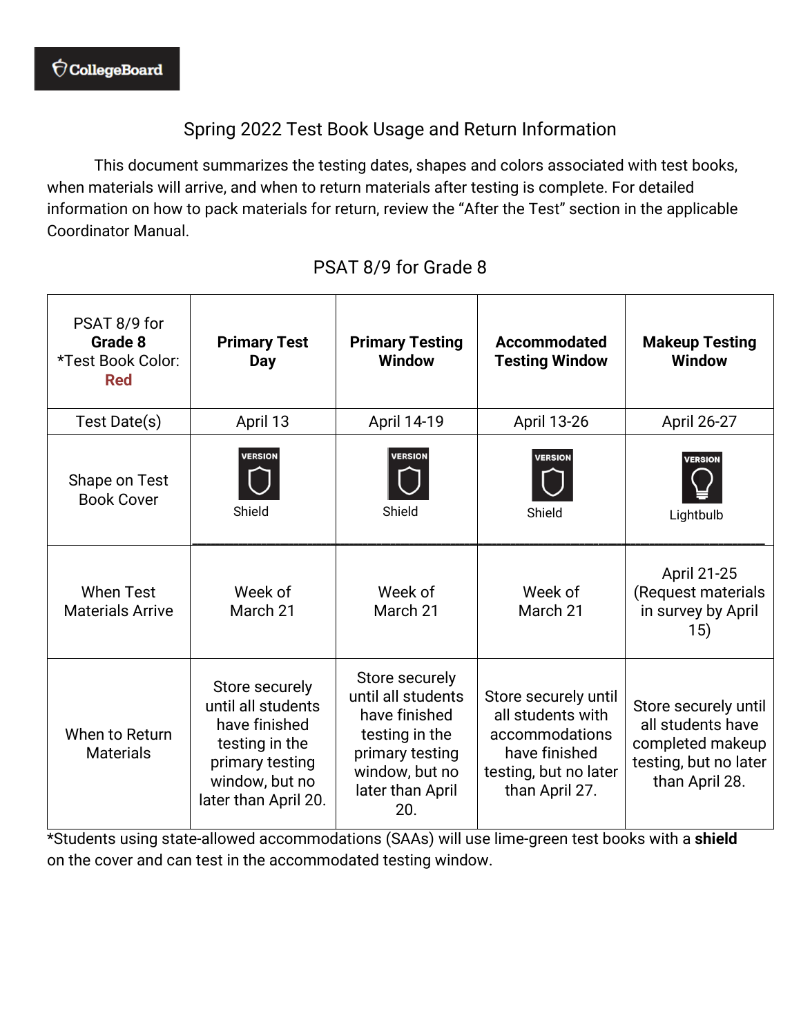# Spring 2022 Test Book Usage and Return Information

This document summarizes the testing dates, shapes and colors associated with test books, when materials will arrive, and when to return materials after testing is complete. For detailed information on how to pack materials for return, review the "After the Test" section in the applicable Coordinator Manual.

## PSAT 8/9 for Grade 8

| PSAT 8/9 for **Grade 8** *Test Book Color: **Red** | **Primary Test Day** | **Primary Testing Window** | **Accommodated Testing Window** | **Makeup Testing Window** |
|---|---|---|---|---|
| Test Date(s) | April 13 | April 14-19 | April 13-26 | April 26-27 |
| Shape on Test Book Cover | Shield | Shield | Shield | Lightbulb |
| When Test Materials Arrive | Week of March 21 | Week of March 21 | Week of March 21 | April 21-25 (Request materials in survey by April 15) |
| When to Return Materials | Store securely until all students have finished testing in the primary testing window, but no later than April 20. | Store securely until all students have finished testing in the primary testing window, but no later than April 20. | Store securely until all students with accommodations have finished testing, but no later than April 27. | Store securely until all students have completed makeup testing, but no later than April 28. |

*Students using state-allowed accommodations (SAAs) will use lime-green test books with a **shield** on the cover and can test in the accommodated testing window.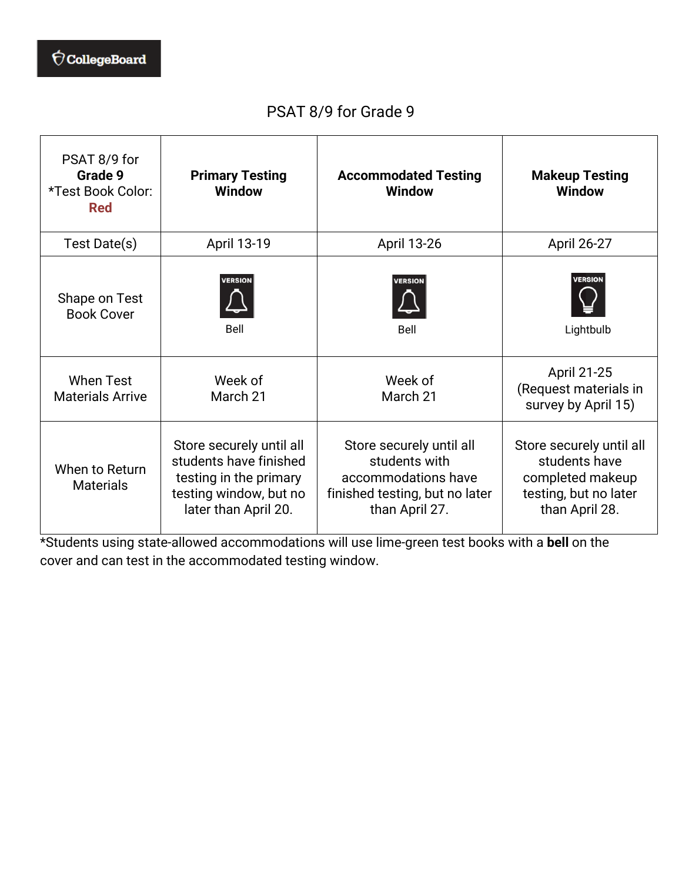# PSAT 8/9 for Grade 9

| PSAT 8/9 for **Grade 9** *Test Book Color: **Red** | **Primary Testing Window** | **Accommodated Testing Window** | **Makeup Testing Window** |
|---|---|---|---|
| Test Date(s) | April 13-19 | April 13-26 | April 26-27 |
| Shape on Test Book Cover | VERSION Bell | VERSION Bell | VERSION Lightbulb |
| When Test Materials Arrive | Week of March 21 | Week of March 21 | April 21-25 (Request materials in survey by April 15) |
| When to Return Materials | Store securely until all students have finished testing in the primary testing window, but no later than April 20. | Store securely until all students with accommodations have finished testing, but no later than April 27. | Store securely until all students have completed makeup testing, but no later than April 28. |

*Students using state-allowed accommodations will use lime-green test books with a **bell** on the cover and can test in the accommodated testing window.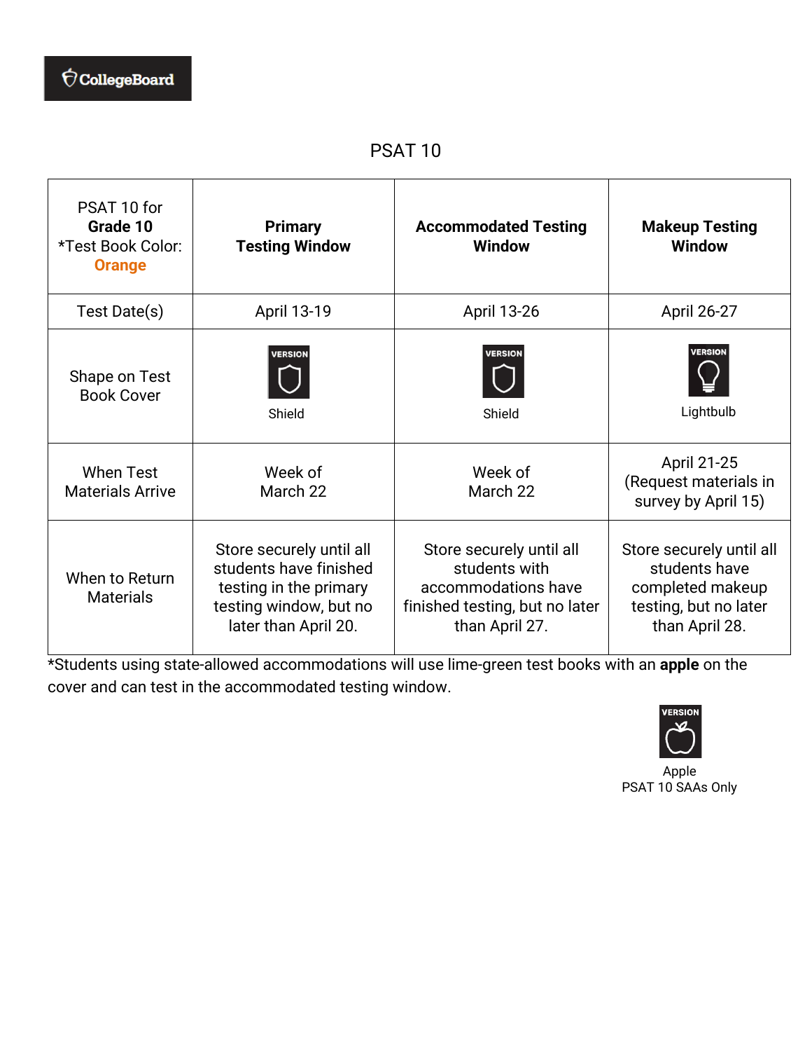# PSAT 10

| PSAT 10 for **Grade 10** *Test Book Color: **Orange** | **Primary Testing Window** | **Accommodated Testing Window** | **Makeup Testing Window** |
|---|---|---|---|
| Test Date(s) | April 13-19 | April 13-26 | April 26-27 |
| Shape on Test Book Cover | VERSION Shield | VERSION Shield | VERSION Lightbulb |
| When Test Materials Arrive | Week of March 22 | Week of March 22 | April 21-25 (Request materials in survey by April 15) |
| When to Return Materials | Store securely until all students have finished testing in the primary testing window, but no later than April 20. | Store securely until all students with accommodations have finished testing, but no later than April 27. | Store securely until all students have completed makeup testing, but no later than April 28. |

*Students using state-allowed accommodations will use lime-green test books with an **apple** on the cover and can test in the accommodated testing window.

VERSION

Apple
PSAT 10 SAAs Only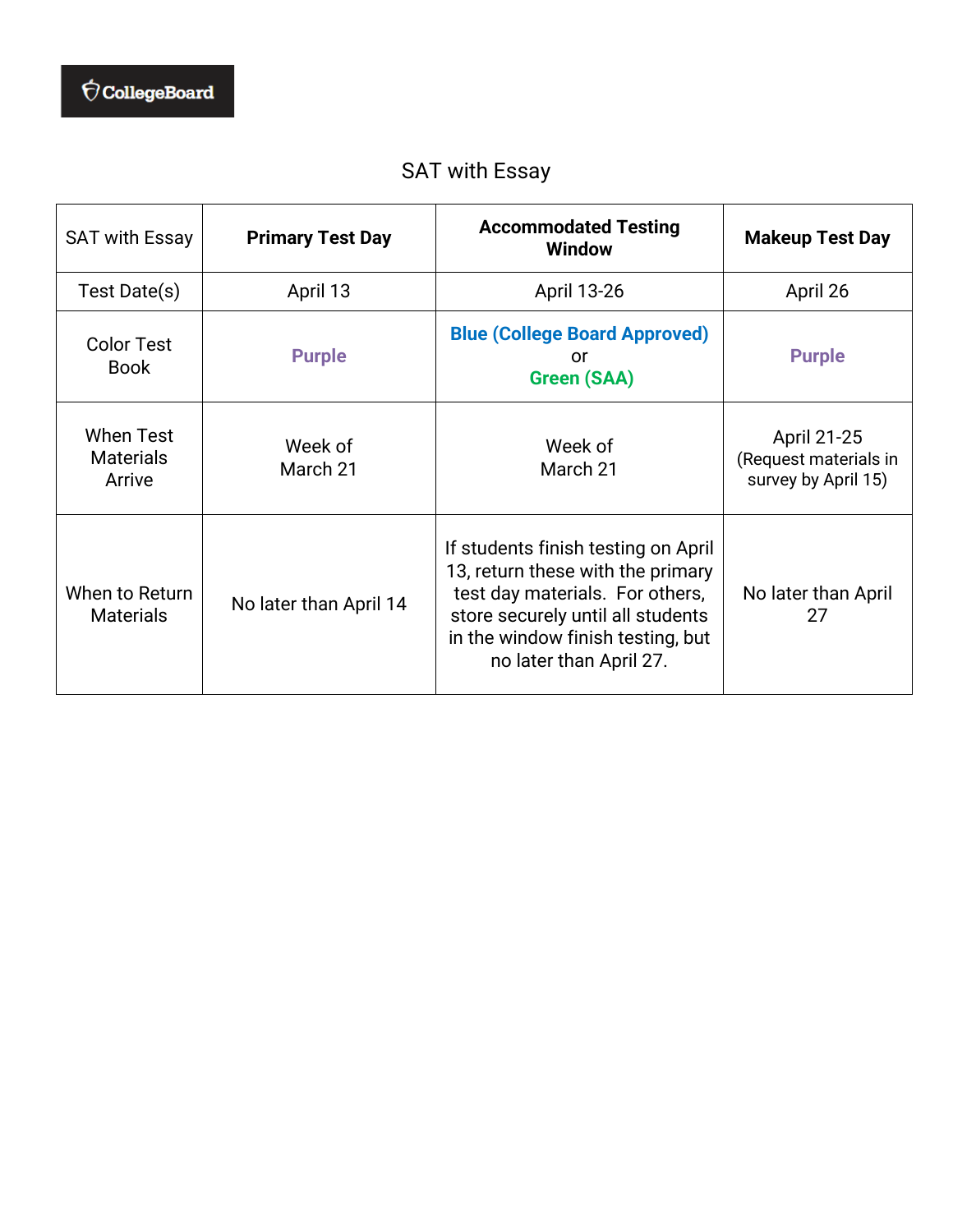CollegeBoard

## SAT with Essay

| SAT with Essay | **Primary Test Day** | **Accommodated Testing Window** | **Makeup Test Day** |
|---|---|---|---|
| Test Date(s) | April 13 | April 13-26 | April 26 |
| Color Test Book | **Purple** | **Blue (College Board Approved)** or **Green (SAA)** | **Purple** |
| When Test Materials Arrive | Week of March 21 | Week of March 21 | April 21-25 (Request materials in survey by April 15) |
| When to Return Materials | No later than April 14 | If students finish testing on April 13, return these with the primary test day materials. For others, store securely until all students in the window finish testing, but no later than April 27. | No later than April 27 |